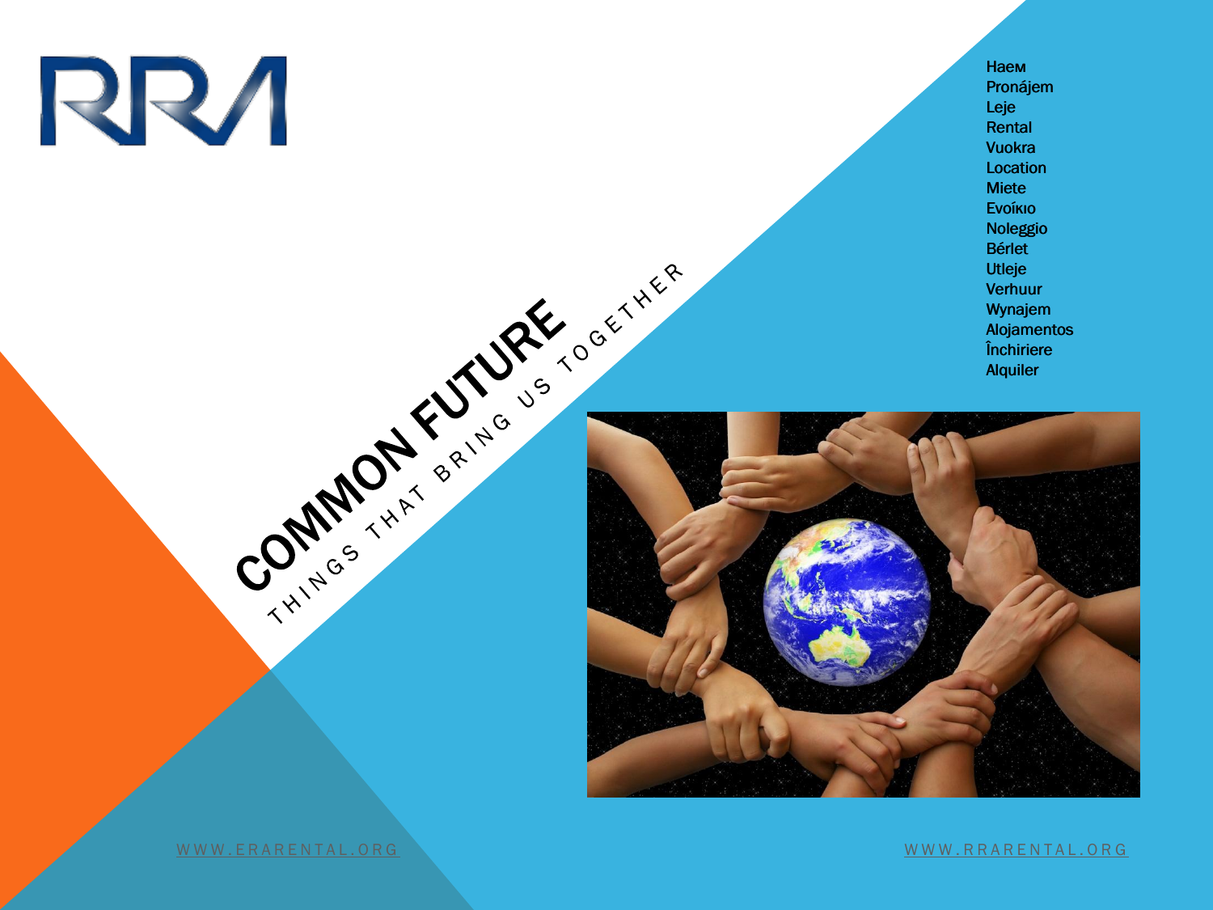RRA

# COMMON FUTURE

## THINGS THAT BRING US TOGETHER

Наем
Pronájem
Leje
Rental
Vuokra
Location
Miete
Ενοίκιο
Noleggio
Bérlet
Utleje
Verhuur
Wynajem
Alojamentos
Închiriere
Alquiler

WWW.ERARENTAL.ORG

WWW.RRARENTAL.ORG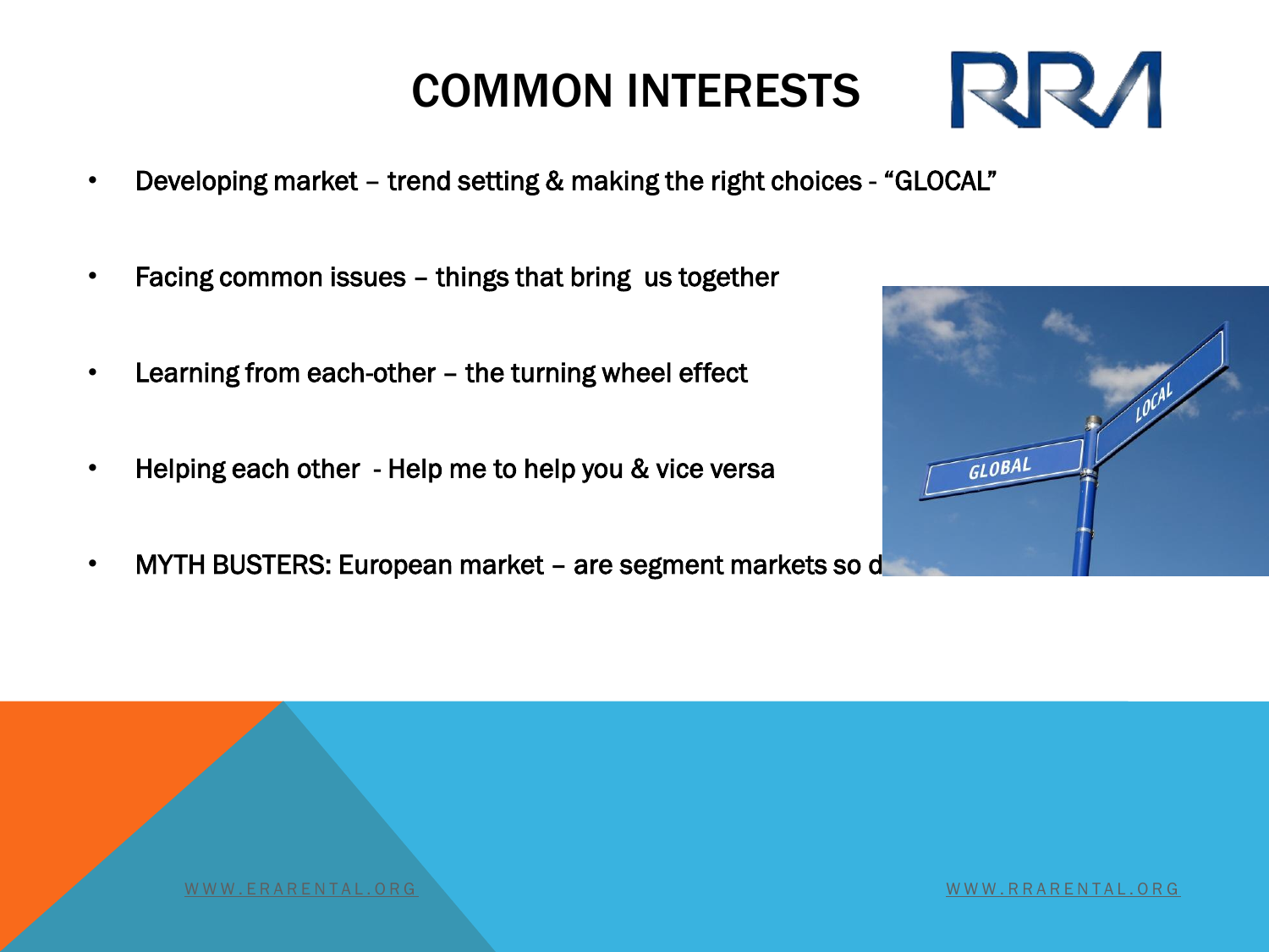# COMMON INTERESTS

- Developing market – trend setting & making the right choices - "GLOCAL"
- Facing common issues – things that bring us together
- Learning from each-other – the turning wheel effect
- Helping each other - Help me to help you & vice versa
- MYTH BUSTERS: European market – are segment markets so d

WWW.ERARENTAL.ORG

WWW.RRARENTAL.ORG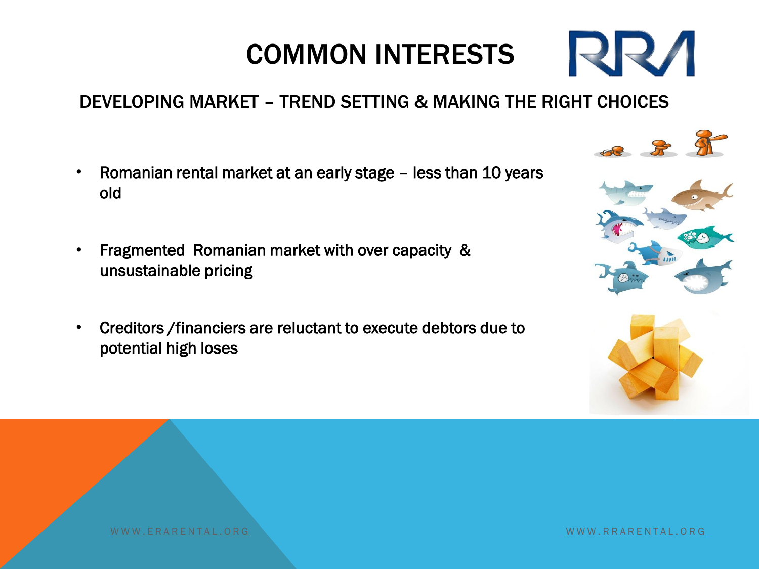# COMMON INTERESTS

## DEVELOPING MARKET – TREND SETTING & MAKING THE RIGHT CHOICES

- Romanian rental market at an early stage – less than 10 years old
- Fragmented Romanian market with over capacity & unsustainable pricing
- Creditors /financiers are reluctant to execute debtors due to potential high loses

WWW.ERARENTAL.ORG WWW.RRARENTAL.ORG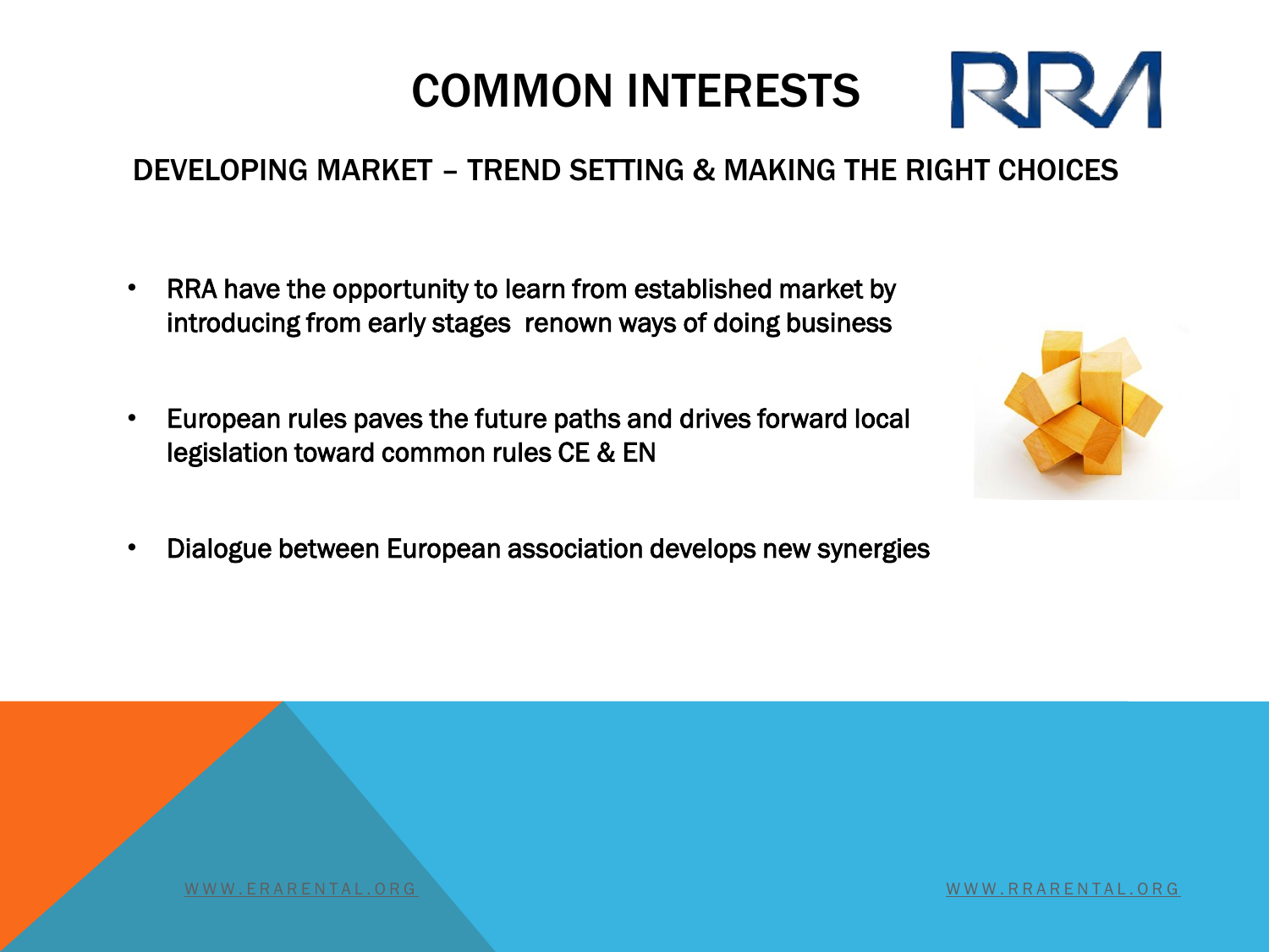# COMMON INTERESTS

## DEVELOPING MARKET – TREND SETTING & MAKING THE RIGHT CHOICES

- RRA have the opportunity to learn from established market by introducing from early stages  renown ways of doing business
- European rules paves the future paths and drives forward local legislation toward common rules CE & EN
- Dialogue between European association develops new synergies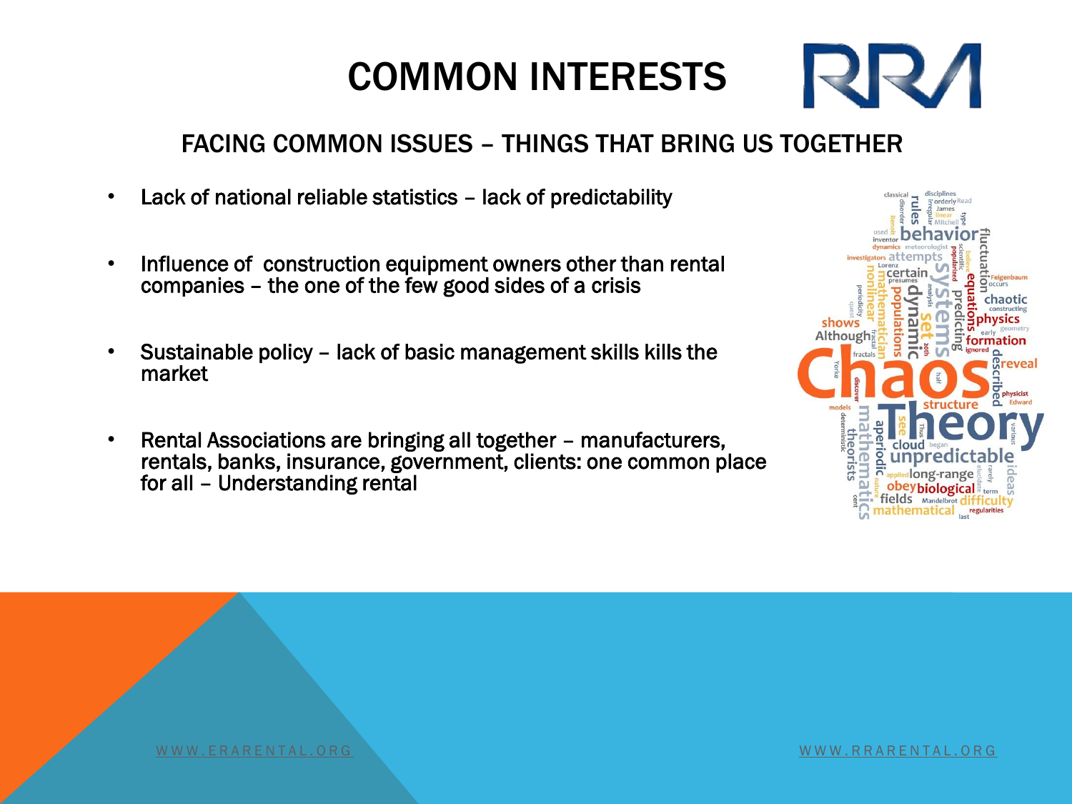# COMMON INTERESTS

## FACING COMMON ISSUES – THINGS THAT BRING US TOGETHER

- Lack of national reliable statistics – lack of predictability
- Influence of construction equipment owners other than rental companies – the one of the few good sides of a crisis
- Sustainable policy – lack of basic management skills kills the market
- Rental Associations are bringing all together – manufacturers, rentals, banks, insurance, government, clients: one common place for all – Understanding rental

WWW.ERARENTAL.ORG

WWW.RRARENTAL.ORG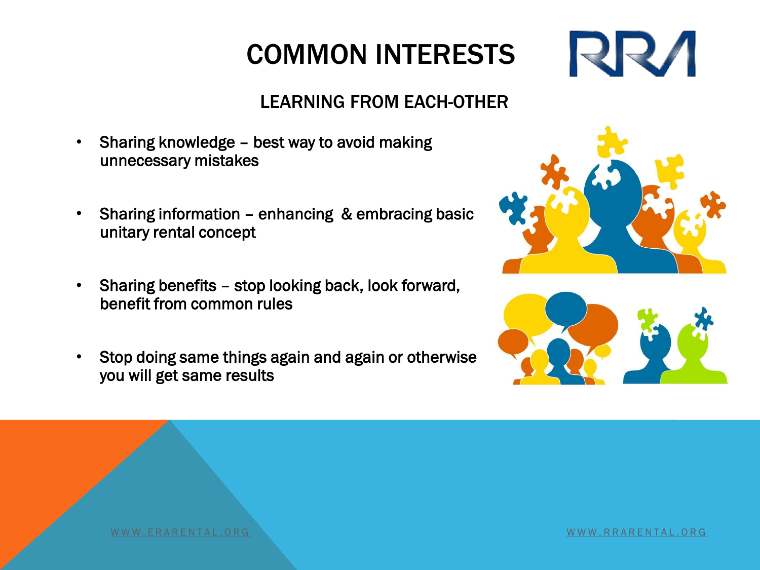# COMMON INTERESTS

## LEARNING FROM EACH-OTHER

- Sharing knowledge – best way to avoid making unnecessary mistakes
- Sharing information – enhancing & embracing basic unitary rental concept
- Sharing benefits – stop looking back, look forward, benefit from common rules
- Stop doing same things again and again or otherwise you will get same results

WWW.ERARENTAL.ORG

WWW.RRARENTAL.ORG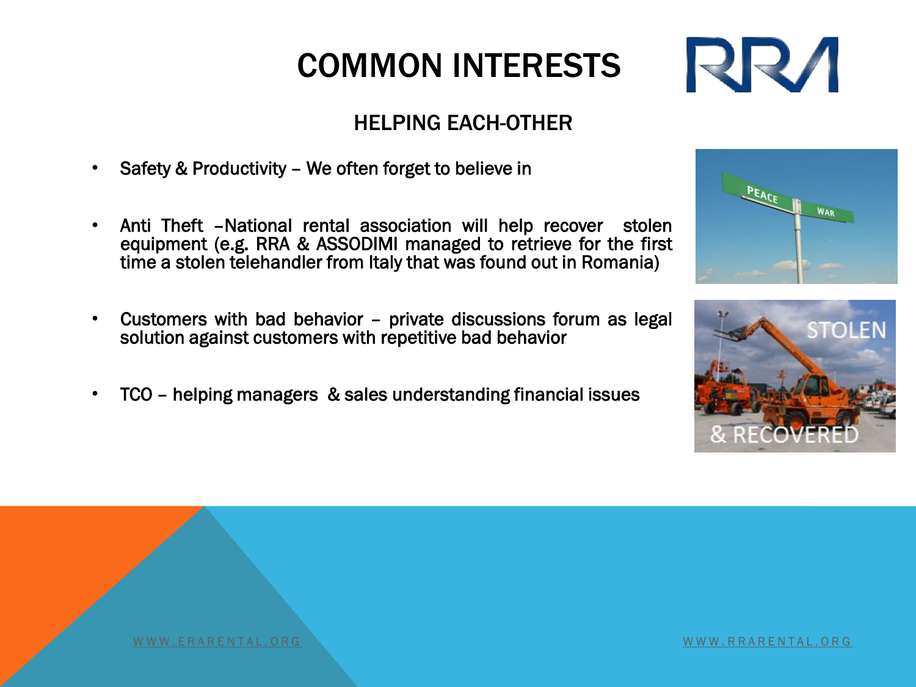# COMMON INTERESTS

## HELPING EACH-OTHER

- Safety & Productivity – We often forget to believe in
- Anti Theft –National rental association will help recover stolen equipment (e.g. RRA & ASSODIMI managed to retrieve for the first time a stolen telehandler from Italy that was found out in Romania)
- Customers with bad behavior – private discussions forum as legal solution against customers with repetitive bad behavior
- TCO – helping managers & sales understanding financial issues

WWW.ERARENTAL.ORG

WWW.RRARENTAL.ORG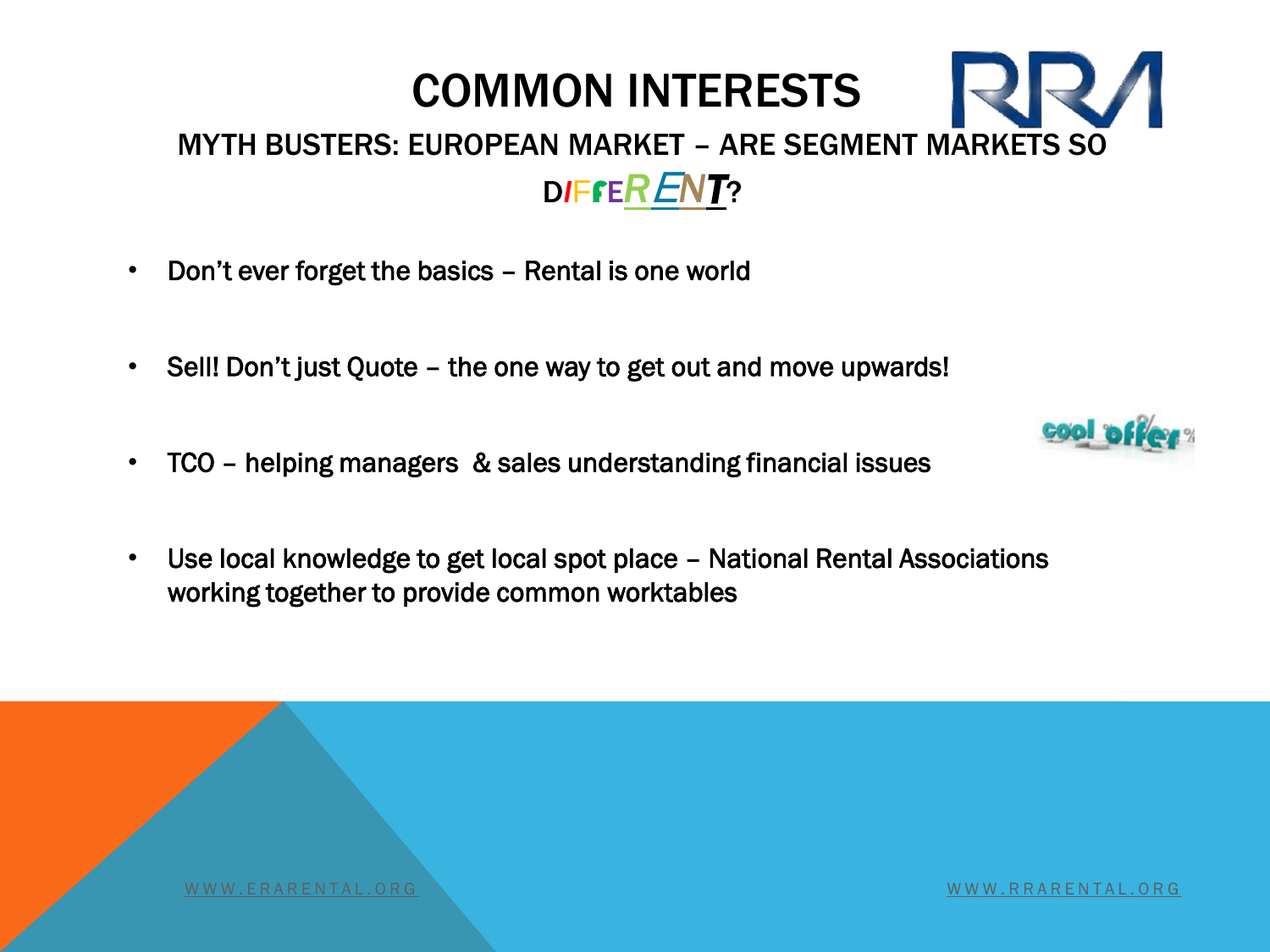# COMMON INTERESTS

## MYTH BUSTERS: EUROPEAN MARKET – ARE SEGMENT MARKETS SO DIFFERENT?

- Don't ever forget the basics – Rental is one world
- Sell! Don't just Quote – the one way to get out and move upwards!
- TCO – helping managers & sales understanding financial issues
- Use local knowledge to get local spot place – National Rental Associations working together to provide common worktables

WWW.ERARENTAL.ORG

WWW.RRARENTAL.ORG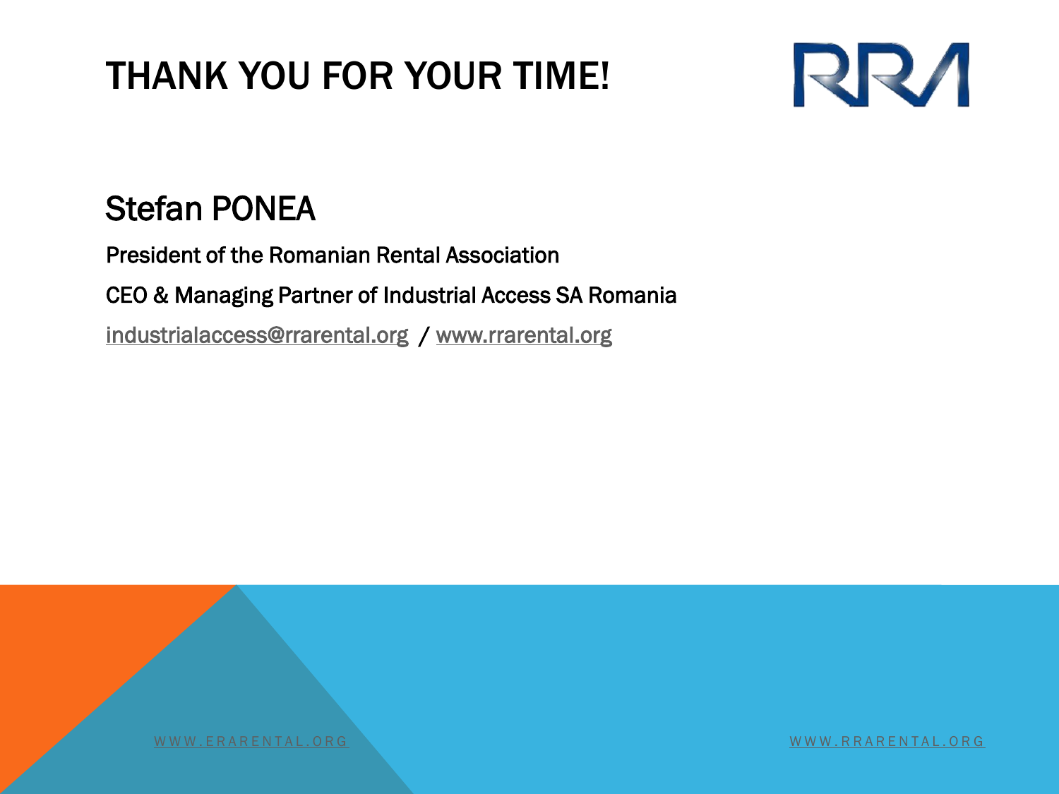# THANK YOU FOR YOUR TIME!

## Stefan PONEA

President of the Romanian Rental Association

CEO & Managing Partner of Industrial Access SA Romania

industrialaccess@rrarental.org / www.rrarental.org